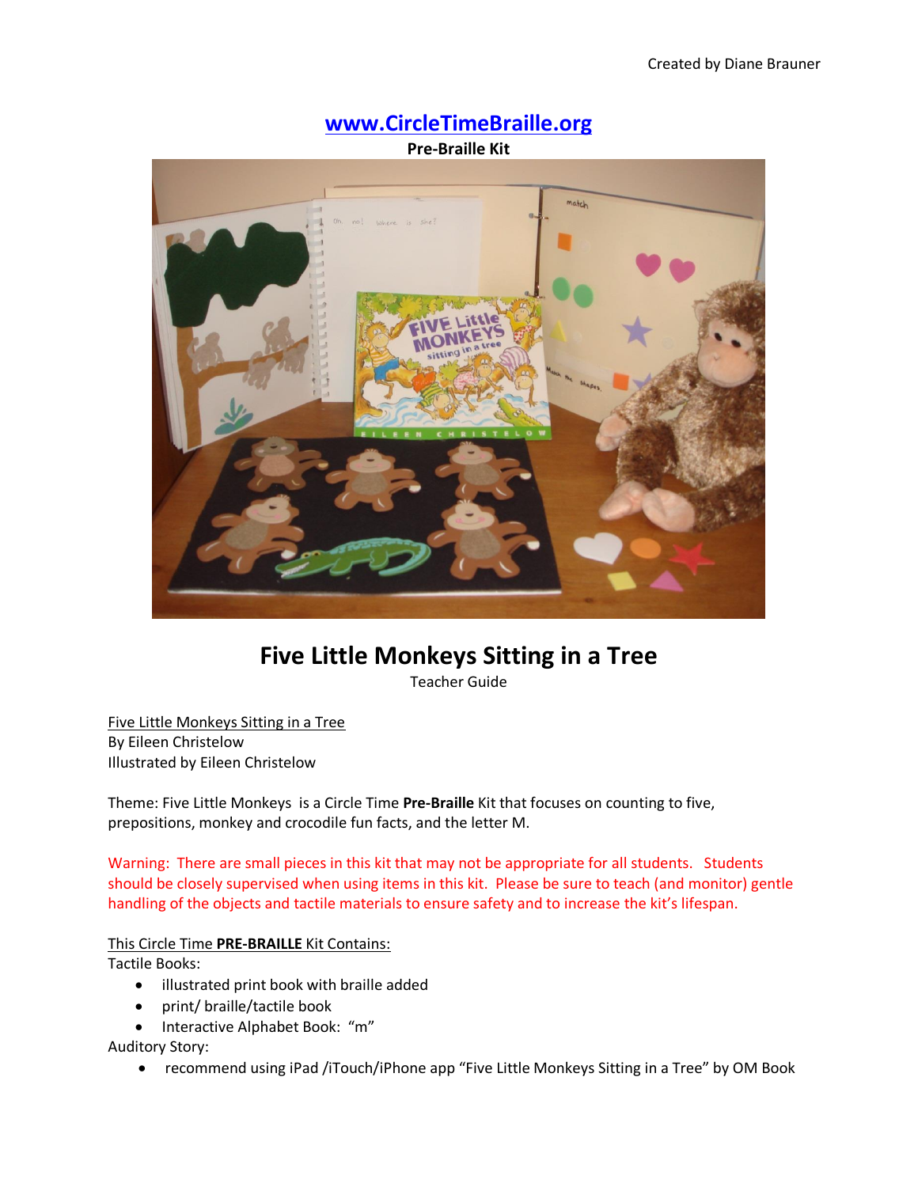Created by Diane Brauner

**www.CircleTimeBraille.org**

**Pre-Braille Kit**

# Five Little Monkeys Sitting in a Tree

Teacher Guide

Five Little Monkeys Sitting in a Tree
By Eileen Christelow
Illustrated by Eileen Christelow

Theme: Five Little Monkeys is a Circle Time **Pre-Braille** Kit that focuses on counting to five, prepositions, monkey and crocodile fun facts, and the letter M.

Warning: There are small pieces in this kit that may not be appropriate for all students. Students should be closely supervised when using items in this kit. Please be sure to teach (and monitor) gentle handling of the objects and tactile materials to ensure safety and to increase the kit's lifespan.

This Circle Time **PRE-BRAILLE** Kit Contains:

Tactile Books:

- illustrated print book with braille added
- print/ braille/tactile book
- Interactive Alphabet Book: "m"

Auditory Story:

- recommend using iPad /iTouch/iPhone app "Five Little Monkeys Sitting in a Tree" by OM Book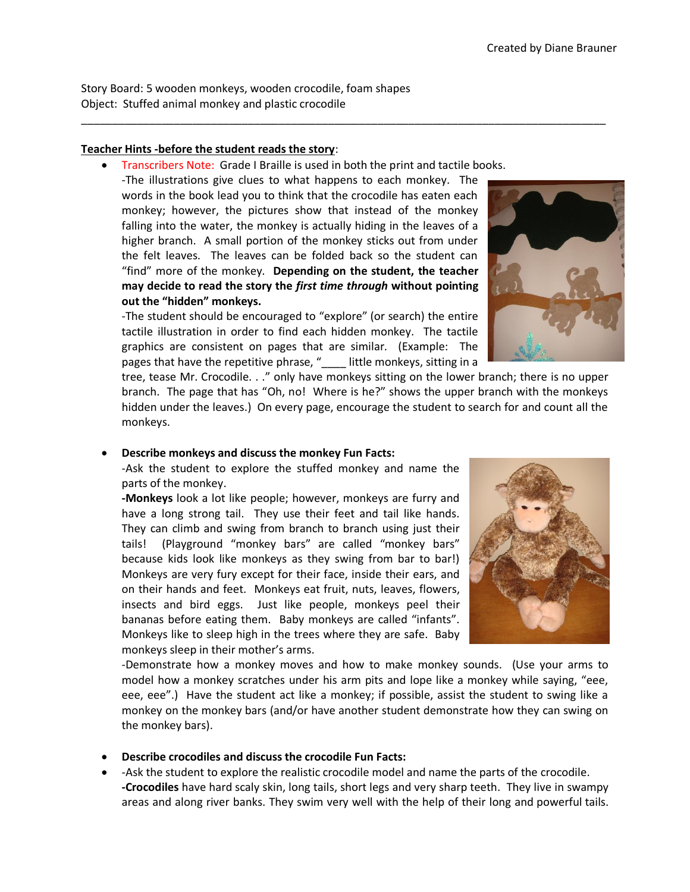Story Board: 5 wooden monkeys, wooden crocodile, foam shapes
Object: Stuffed animal monkey and plastic crocodile

---

**Teacher Hints -before the student reads the story**:

- Transcribers Note: Grade I Braille is used in both the print and tactile books.
  -The illustrations give clues to what happens to each monkey. The words in the book lead you to think that the crocodile has eaten each monkey; however, the pictures show that instead of the monkey falling into the water, the monkey is actually hiding in the leaves of a higher branch. A small portion of the monkey sticks out from under the felt leaves. The leaves can be folded back so the student can "find" more of the monkey. **Depending on the student, the teacher may decide to read the story the *first time through* without pointing out the "hidden" monkeys.**
  -The student should be encouraged to "explore" (or search) the entire tactile illustration in order to find each hidden monkey. The tactile graphics are consistent on pages that are similar. (Example: The pages that have the repetitive phrase, "____ little monkeys, sitting in a tree, tease Mr. Crocodile. . ." only have monkeys sitting on the lower branch; there is no upper branch. The page that has "Oh, no! Where is he?" shows the upper branch with the monkeys hidden under the leaves.) On every page, encourage the student to search for and count all the monkeys.

- **Describe monkeys and discuss the monkey Fun Facts:**
  -Ask the student to explore the stuffed monkey and name the parts of the monkey.
  **-Monkeys** look a lot like people; however, monkeys are furry and have a long strong tail. They use their feet and tail like hands. They can climb and swing from branch to branch using just their tails! (Playground "monkey bars" are called "monkey bars" because kids look like monkeys as they swing from bar to bar!) Monkeys are very fury except for their face, inside their ears, and on their hands and feet. Monkeys eat fruit, nuts, leaves, flowers, insects and bird eggs. Just like people, monkeys peel their bananas before eating them. Baby monkeys are called "infants". Monkeys like to sleep high in the trees where they are safe. Baby monkeys sleep in their mother's arms.
  -Demonstrate how a monkey moves and how to make monkey sounds. (Use your arms to model how a monkey scratches under his arm pits and lope like a monkey while saying, "eee, eee, eee".) Have the student act like a monkey; if possible, assist the student to swing like a monkey on the monkey bars (and/or have another student demonstrate how they can swing on the monkey bars).

- **Describe crocodiles and discuss the crocodile Fun Facts:**
- -Ask the student to explore the realistic crocodile model and name the parts of the crocodile.
  **-Crocodiles** have hard scaly skin, long tails, short legs and very sharp teeth. They live in swampy areas and along river banks. They swim very well with the help of their long and powerful tails.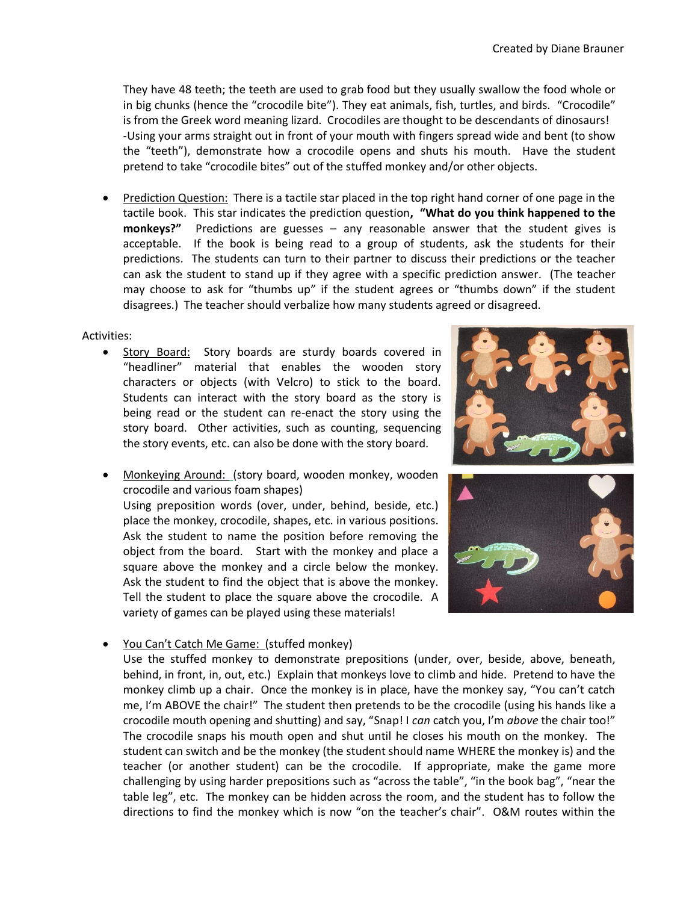They have 48 teeth; the teeth are used to grab food but they usually swallow the food whole or in big chunks (hence the "crocodile bite"). They eat animals, fish, turtles, and birds. "Crocodile" is from the Greek word meaning lizard. Crocodiles are thought to be descendants of dinosaurs!
-Using your arms straight out in front of your mouth with fingers spread wide and bent (to show the "teeth"), demonstrate how a crocodile opens and shuts his mouth. Have the student pretend to take "crocodile bites" out of the stuffed monkey and/or other objects.

- Prediction Question: There is a tactile star placed in the top right hand corner of one page in the tactile book. This star indicates the prediction question**, "What do you think happened to the monkeys?"** Predictions are guesses – any reasonable answer that the student gives is acceptable. If the book is being read to a group of students, ask the students for their predictions. The students can turn to their partner to discuss their predictions or the teacher can ask the student to stand up if they agree with a specific prediction answer. (The teacher may choose to ask for "thumbs up" if the student agrees or "thumbs down" if the student disagrees.) The teacher should verbalize how many students agreed or disagreed.

Activities:

- Story Board: Story boards are sturdy boards covered in "headliner" material that enables the wooden story characters or objects (with Velcro) to stick to the board. Students can interact with the story board as the story is being read or the student can re-enact the story using the story board. Other activities, such as counting, sequencing the story events, etc. can also be done with the story board.

- Monkeying Around: (story board, wooden monkey, wooden crocodile and various foam shapes)
Using preposition words (over, under, behind, beside, etc.) place the monkey, crocodile, shapes, etc. in various positions. Ask the student to name the position before removing the object from the board. Start with the monkey and place a square above the monkey and a circle below the monkey. Ask the student to find the object that is above the monkey. Tell the student to place the square above the crocodile. A variety of games can be played using these materials!

- You Can't Catch Me Game: (stuffed monkey)
Use the stuffed monkey to demonstrate prepositions (under, over, beside, above, beneath, behind, in front, in, out, etc.) Explain that monkeys love to climb and hide. Pretend to have the monkey climb up a chair. Once the monkey is in place, have the monkey say, "You can't catch me, I'm ABOVE the chair!" The student then pretends to be the crocodile (using his hands like a crocodile mouth opening and shutting) and say, "Snap! I *can* catch you, I'm *above* the chair too!" The crocodile snaps his mouth open and shut until he closes his mouth on the monkey. The student can switch and be the monkey (the student should name WHERE the monkey is) and the teacher (or another student) can be the crocodile. If appropriate, make the game more challenging by using harder prepositions such as "across the table", "in the book bag", "near the table leg", etc. The monkey can be hidden across the room, and the student has to follow the directions to find the monkey which is now "on the teacher's chair". O&M routes within the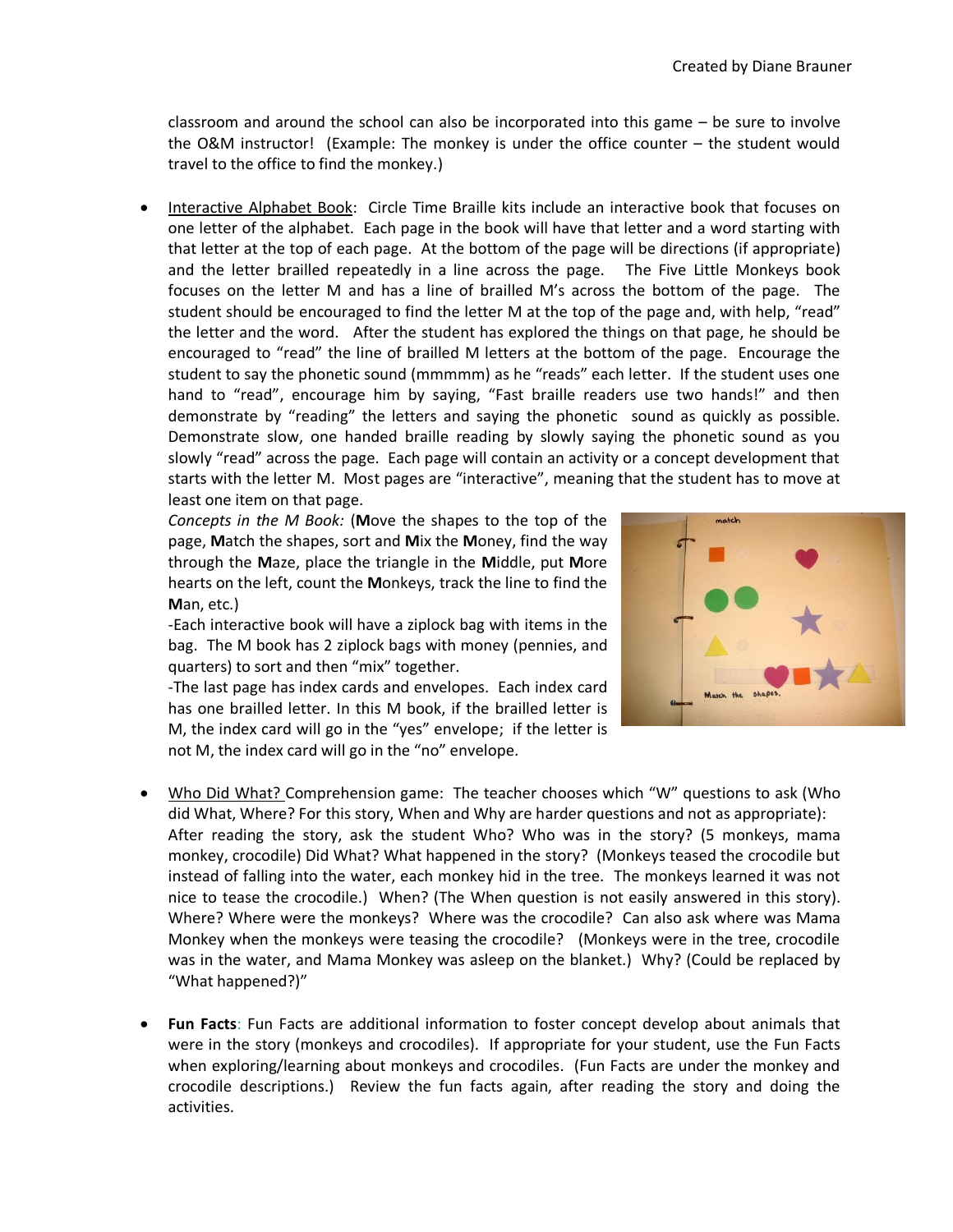classroom and around the school can also be incorporated into this game – be sure to involve the O&M instructor! (Example: The monkey is under the office counter – the student would travel to the office to find the monkey.)

- Interactive Alphabet Book: Circle Time Braille kits include an interactive book that focuses on one letter of the alphabet. Each page in the book will have that letter and a word starting with that letter at the top of each page. At the bottom of the page will be directions (if appropriate) and the letter brailled repeatedly in a line across the page. The Five Little Monkeys book focuses on the letter M and has a line of brailled M's across the bottom of the page. The student should be encouraged to find the letter M at the top of the page and, with help, "read" the letter and the word. After the student has explored the things on that page, he should be encouraged to "read" the line of brailled M letters at the bottom of the page. Encourage the student to say the phonetic sound (mmmmm) as he "reads" each letter. If the student uses one hand to "read", encourage him by saying, "Fast braille readers use two hands!" and then demonstrate by "reading" the letters and saying the phonetic sound as quickly as possible. Demonstrate slow, one handed braille reading by slowly saying the phonetic sound as you slowly "read" across the page. Each page will contain an activity or a concept development that starts with the letter M. Most pages are "interactive", meaning that the student has to move at least one item on that page.

  *Concepts in the M Book:* (**M**ove the shapes to the top of the page, **M**atch the shapes, sort and **M**ix the **M**oney, find the way through the **M**aze, place the triangle in the **M**iddle, put **M**ore hearts on the left, count the **M**onkeys, track the line to find the **M**an, etc.)

  -Each interactive book will have a ziplock bag with items in the bag. The M book has 2 ziplock bags with money (pennies, and quarters) to sort and then "mix" together.

  -The last page has index cards and envelopes. Each index card has one brailled letter. In this M book, if the brailled letter is M, the index card will go in the "yes" envelope; if the letter is not M, the index card will go in the "no" envelope.

- Who Did What? Comprehension game: The teacher chooses which "W" questions to ask (Who did What, Where? For this story, When and Why are harder questions and not as appropriate): After reading the story, ask the student Who? Who was in the story? (5 monkeys, mama monkey, crocodile) Did What? What happened in the story? (Monkeys teased the crocodile but instead of falling into the water, each monkey hid in the tree. The monkeys learned it was not nice to tease the crocodile.) When? (The When question is not easily answered in this story). Where? Where were the monkeys? Where was the crocodile? Can also ask where was Mama Monkey when the monkeys were teasing the crocodile? (Monkeys were in the tree, crocodile was in the water, and Mama Monkey was asleep on the blanket.) Why? (Could be replaced by "What happened?)"

- **Fun Facts**: Fun Facts are additional information to foster concept develop about animals that were in the story (monkeys and crocodiles). If appropriate for your student, use the Fun Facts when exploring/learning about monkeys and crocodiles. (Fun Facts are under the monkey and crocodile descriptions.) Review the fun facts again, after reading the story and doing the activities.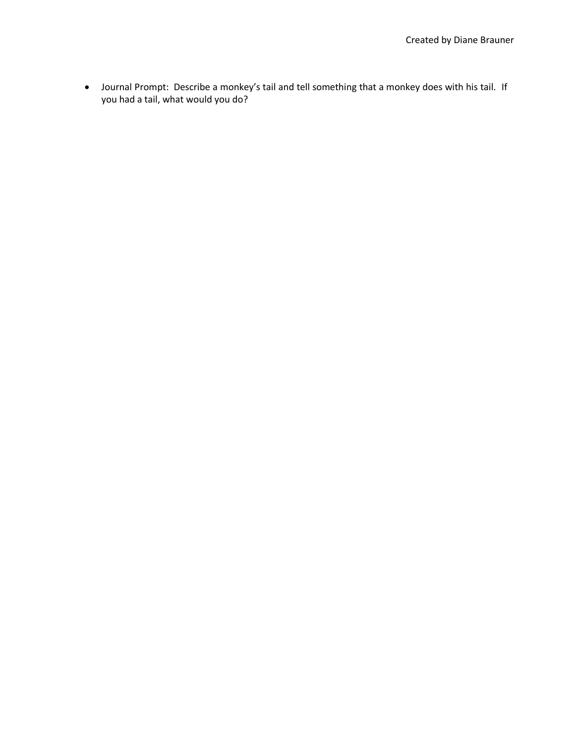- Journal Prompt: Describe a monkey's tail and tell something that a monkey does with his tail. If you had a tail, what would you do?